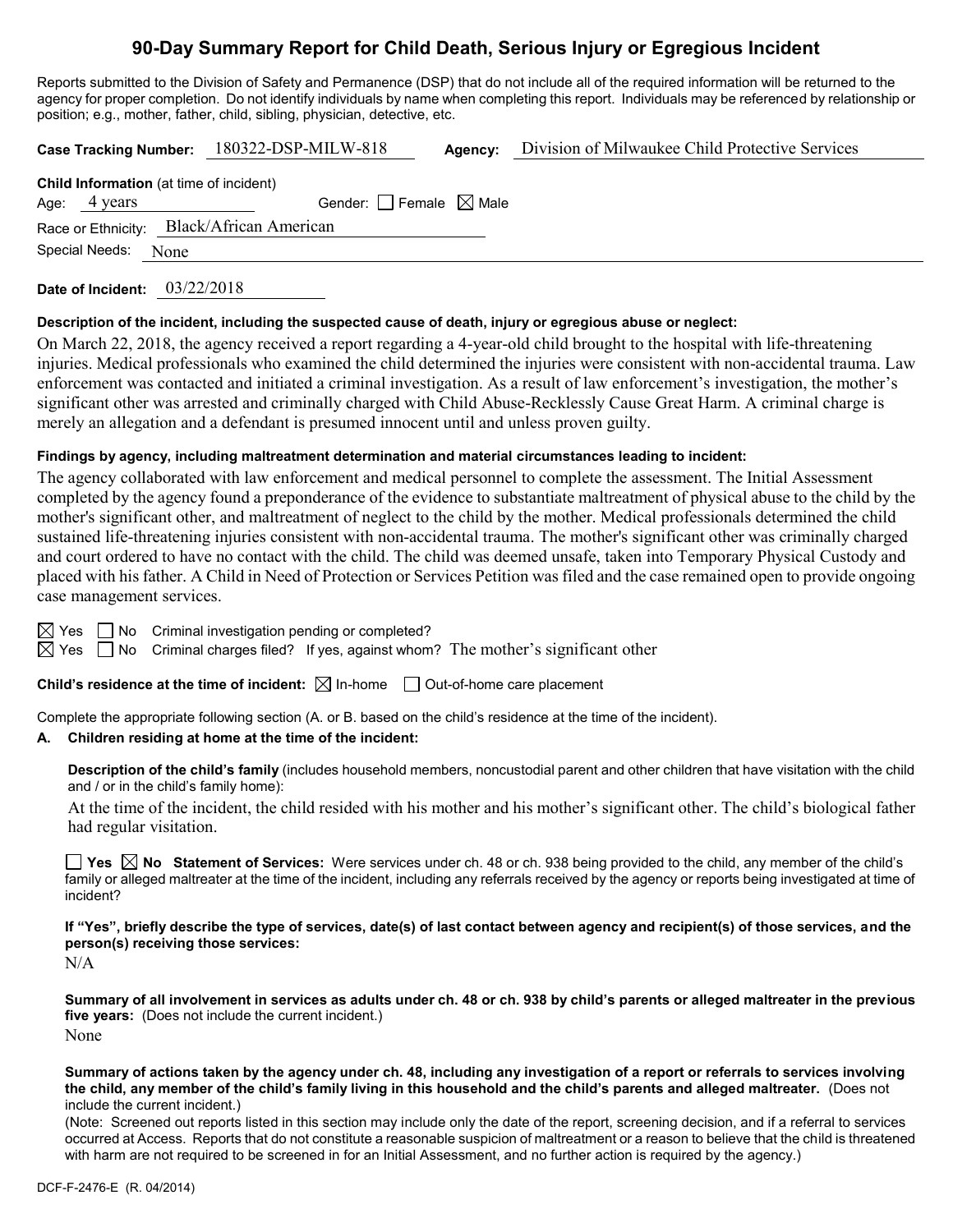# 90-Day Summary Report for Child Death, Serious Injury or Egregious Incident

Reports submitted to the Division of Safety and Permanence (DSP) that do not include all of the required information will be returned to the agency for proper completion. Do not identify individuals by name when completing this report. Individuals may be referenced by relationship or position; e.g., mother, father, child, sibling, physician, detective, etc.

**Case Tracking Number:** 180322-DSP-MILW-818 **Agency:** Division of Milwaukee Child Protective Services

**Child Information** (at time of incident)

Age: 4 years Gender: ☐ Female ☒ Male

Race or Ethnicity: Black/African American

Special Needs: None

**Date of Incident:** 03/22/2018

**Description of the incident, including the suspected cause of death, injury or egregious abuse or neglect:**

On March 22, 2018, the agency received a report regarding a 4-year-old child brought to the hospital with life-threatening injuries. Medical professionals who examined the child determined the injuries were consistent with non-accidental trauma. Law enforcement was contacted and initiated a criminal investigation. As a result of law enforcement's investigation, the mother's significant other was arrested and criminally charged with Child Abuse-Recklessly Cause Great Harm. A criminal charge is merely an allegation and a defendant is presumed innocent until and unless proven guilty.

**Findings by agency, including maltreatment determination and material circumstances leading to incident:**

The agency collaborated with law enforcement and medical personnel to complete the assessment. The Initial Assessment completed by the agency found a preponderance of the evidence to substantiate maltreatment of physical abuse to the child by the mother's significant other, and maltreatment of neglect to the child by the mother. Medical professionals determined the child sustained life-threatening injuries consistent with non-accidental trauma. The mother's significant other was criminally charged and court ordered to have no contact with the child. The child was deemed unsafe, taken into Temporary Physical Custody and placed with his father. A Child in Need of Protection or Services Petition was filed and the case remained open to provide ongoing case management services.

☒ Yes ☐ No Criminal investigation pending or completed?

☒ Yes ☐ No Criminal charges filed? If yes, against whom? The mother's significant other

**Child's residence at the time of incident:** ☒ In-home ☐ Out-of-home care placement

Complete the appropriate following section (A. or B. based on the child's residence at the time of the incident).

**A. Children residing at home at the time of the incident:**

**Description of the child's family** (includes household members, noncustodial parent and other children that have visitation with the child and / or in the child's family home):

At the time of the incident, the child resided with his mother and his mother's significant other. The child's biological father had regular visitation.

☐ **Yes** ☒ **No Statement of Services:** Were services under ch. 48 or ch. 938 being provided to the child, any member of the child's family or alleged maltreater at the time of the incident, including any referrals received by the agency or reports being investigated at time of incident?

**If "Yes", briefly describe the type of services, date(s) of last contact between agency and recipient(s) of those services, and the person(s) receiving those services:**

N/A

**Summary of all involvement in services as adults under ch. 48 or ch. 938 by child's parents or alleged maltreater in the previous five years:** (Does not include the current incident.)

None

**Summary of actions taken by the agency under ch. 48, including any investigation of a report or referrals to services involving the child, any member of the child's family living in this household and the child's parents and alleged maltreater.** (Does not include the current incident.)

(Note: Screened out reports listed in this section may include only the date of the report, screening decision, and if a referral to services occurred at Access. Reports that do not constitute a reasonable suspicion of maltreatment or a reason to believe that the child is threatened with harm are not required to be screened in for an Initial Assessment, and no further action is required by the agency.)

DCF-F-2476-E (R. 04/2014)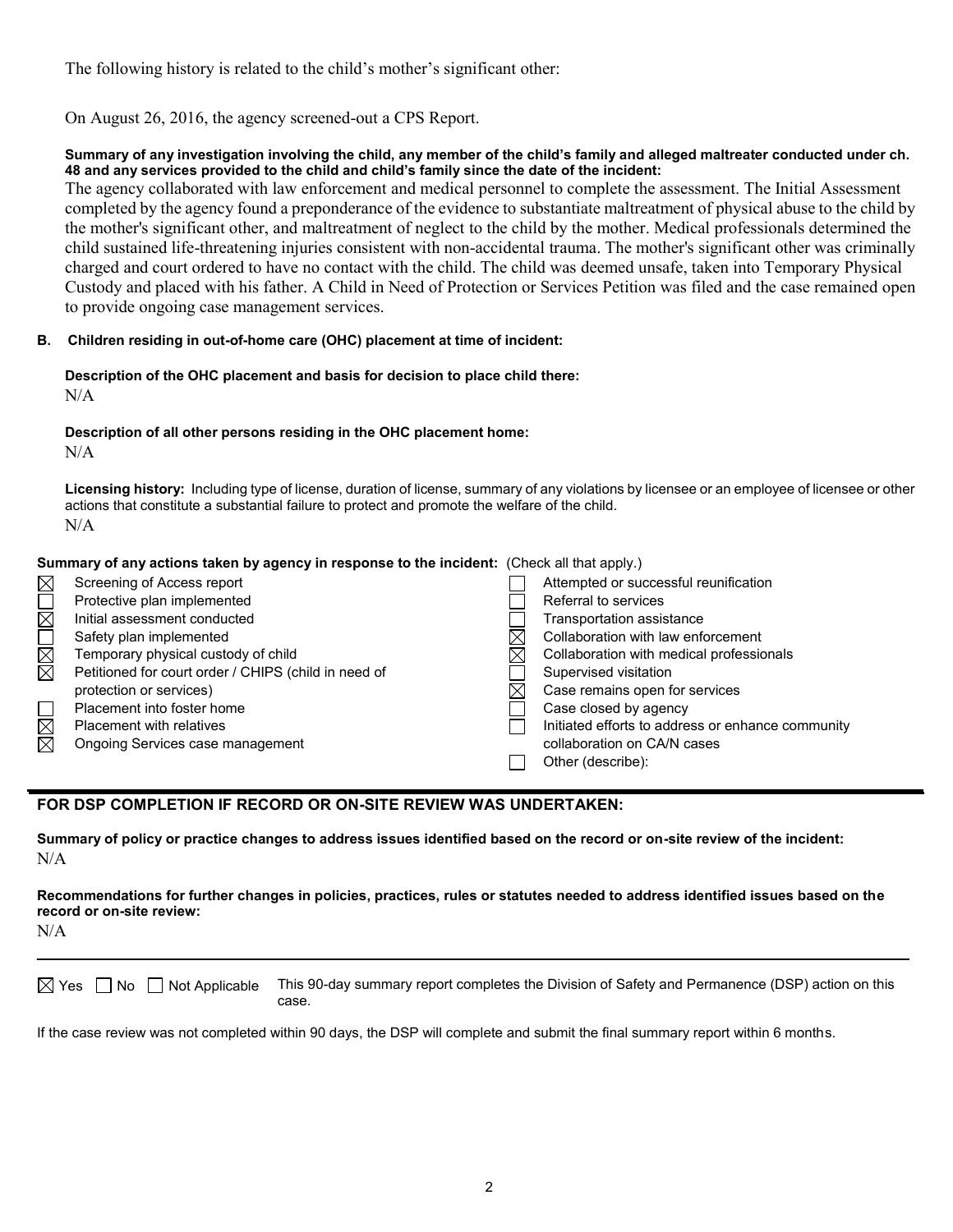The following history is related to the child's mother's significant other:

On August 26, 2016, the agency screened-out a CPS Report.

**Summary of any investigation involving the child, any member of the child's family and alleged maltreater conducted under ch. 48 and any services provided to the child and child's family since the date of the incident:**

The agency collaborated with law enforcement and medical personnel to complete the assessment. The Initial Assessment completed by the agency found a preponderance of the evidence to substantiate maltreatment of physical abuse to the child by the mother's significant other, and maltreatment of neglect to the child by the mother. Medical professionals determined the child sustained life-threatening injuries consistent with non-accidental trauma. The mother's significant other was criminally charged and court ordered to have no contact with the child. The child was deemed unsafe, taken into Temporary Physical Custody and placed with his father. A Child in Need of Protection or Services Petition was filed and the case remained open to provide ongoing case management services.

**B. Children residing in out-of-home care (OHC) placement at time of incident:**

**Description of the OHC placement and basis for decision to place child there:**

N/A

**Description of all other persons residing in the OHC placement home:**

N/A

**Licensing history:** Including type of license, duration of license, summary of any violations by licensee or an employee of licensee or other actions that constitute a substantial failure to protect and promote the welfare of the child.

N/A

**Summary of any actions taken by agency in response to the incident:** (Check all that apply.)

- ☒ Screening of Access report
- ☐ Protective plan implemented
- ☒ Initial assessment conducted
- ☐ Safety plan implemented
- ☒ Temporary physical custody of child
- ☒ Petitioned for court order / CHIPS (child in need of protection or services)
- ☐ Placement into foster home
- ☒ Placement with relatives
- ☒ Ongoing Services case management
- ☐ Attempted or successful reunification
- ☐ Referral to services
- ☐ Transportation assistance
- ☒ Collaboration with law enforcement
- ☒ Collaboration with medical professionals
- ☐ Supervised visitation
- ☒ Case remains open for services
- ☐ Case closed by agency
- ☐ Initiated efforts to address or enhance community collaboration on CA/N cases
- ☐ Other (describe):

## FOR DSP COMPLETION IF RECORD OR ON-SITE REVIEW WAS UNDERTAKEN:

**Summary of policy or practice changes to address issues identified based on the record or on-site review of the incident:**

N/A

**Recommendations for further changes in policies, practices, rules or statutes needed to address identified issues based on the record or on-site review:**

N/A

---

☒ Yes ☐ No ☐ Not Applicable This 90-day summary report completes the Division of Safety and Permanence (DSP) action on this case.

If the case review was not completed within 90 days, the DSP will complete and submit the final summary report within 6 months.